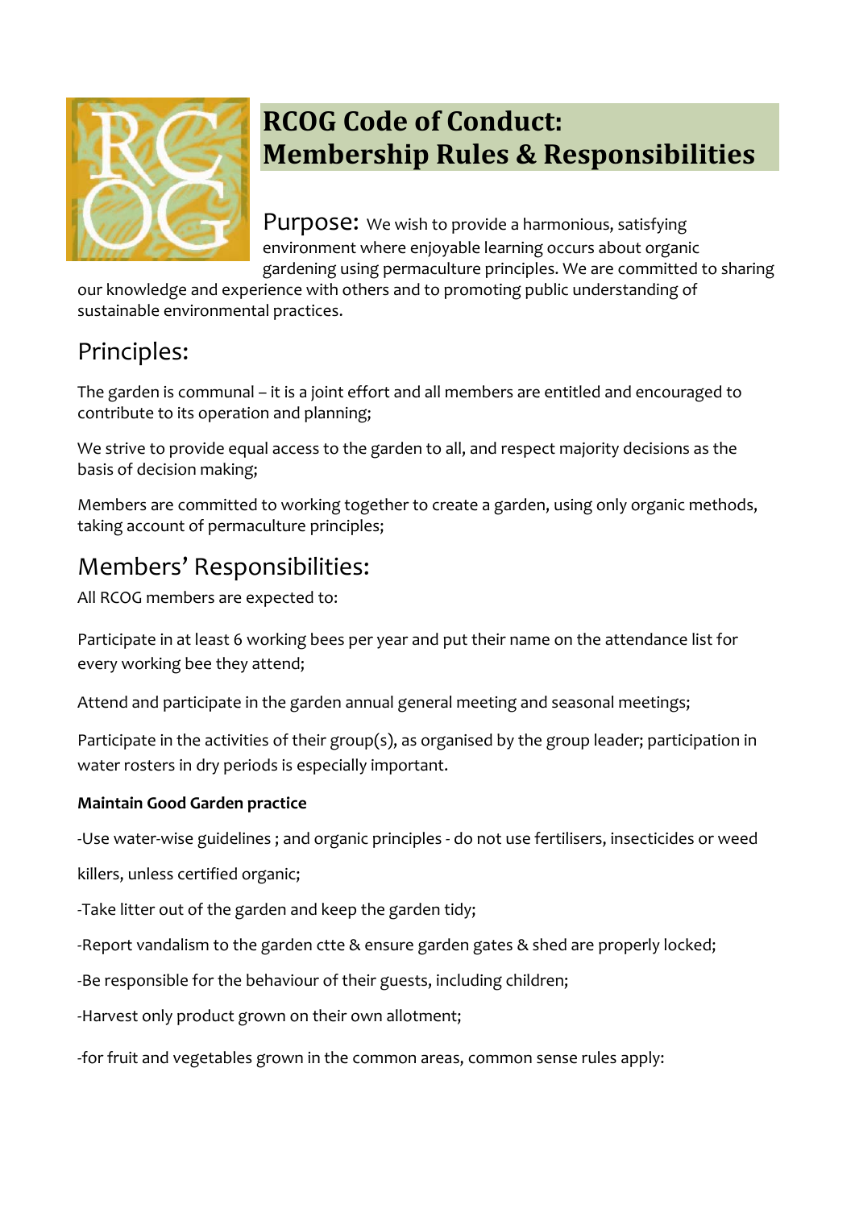# RCOG Code of Conduct: Membership Rules & Responsibilities

Purpose: We wish to provide a harmonious, satisfying environment where enjoyable learning occurs about organic gardening using permaculture principles. We are committed to sharing our knowledge and experience with others and to promoting public understanding of sustainable environmental practices.

## Principles:

The garden is communal – it is a joint effort and all members are entitled and encouraged to contribute to its operation and planning;

We strive to provide equal access to the garden to all, and respect majority decisions as the basis of decision making;

Members are committed to working together to create a garden, using only organic methods, taking account of permaculture principles;

## Members' Responsibilities:

All RCOG members are expected to:

Participate in at least 6 working bees per year and put their name on the attendance list for every working bee they attend;

Attend and participate in the garden annual general meeting and seasonal meetings;

Participate in the activities of their group(s), as organised by the group leader; participation in water rosters in dry periods is especially important.

**Maintain Good Garden practice**

-Use water-wise guidelines ; and organic principles - do not use fertilisers, insecticides or weed killers, unless certified organic;

-Take litter out of the garden and keep the garden tidy;

-Report vandalism to the garden ctte & ensure garden gates & shed are properly locked;

-Be responsible for the behaviour of their guests, including children;

-Harvest only product grown on their own allotment;

-for fruit and vegetables grown in the common areas, common sense rules apply: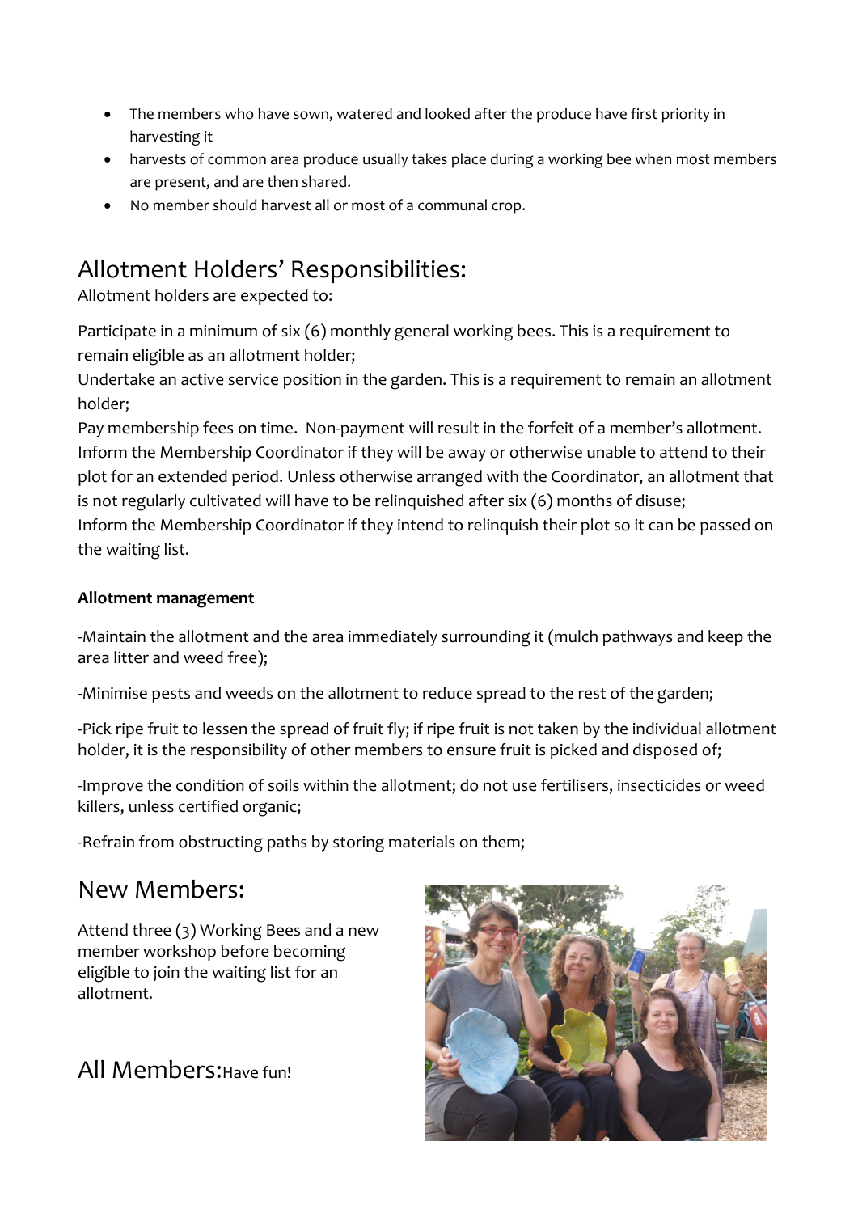- The members who have sown, watered and looked after the produce have first priority in harvesting it
- harvests of common area produce usually takes place during a working bee when most members are present, and are then shared.
- No member should harvest all or most of a communal crop.

## Allotment Holders' Responsibilities:

Allotment holders are expected to:

Participate in a minimum of six (6) monthly general working bees. This is a requirement to remain eligible as an allotment holder;
Undertake an active service position in the garden. This is a requirement to remain an allotment holder;
Pay membership fees on time. Non-payment will result in the forfeit of a member's allotment.
Inform the Membership Coordinator if they will be away or otherwise unable to attend to their plot for an extended period. Unless otherwise arranged with the Coordinator, an allotment that is not regularly cultivated will have to be relinquished after six (6) months of disuse;
Inform the Membership Coordinator if they intend to relinquish their plot so it can be passed on the waiting list.

**Allotment management**

-Maintain the allotment and the area immediately surrounding it (mulch pathways and keep the area litter and weed free);

-Minimise pests and weeds on the allotment to reduce spread to the rest of the garden;

-Pick ripe fruit to lessen the spread of fruit fly; if ripe fruit is not taken by the individual allotment holder, it is the responsibility of other members to ensure fruit is picked and disposed of;

-Improve the condition of soils within the allotment; do not use fertilisers, insecticides or weed killers, unless certified organic;

-Refrain from obstructing paths by storing materials on them;

## New Members:

Attend three (3) Working Bees and a new member workshop before becoming eligible to join the waiting list for an allotment.

## All Members: Have fun!